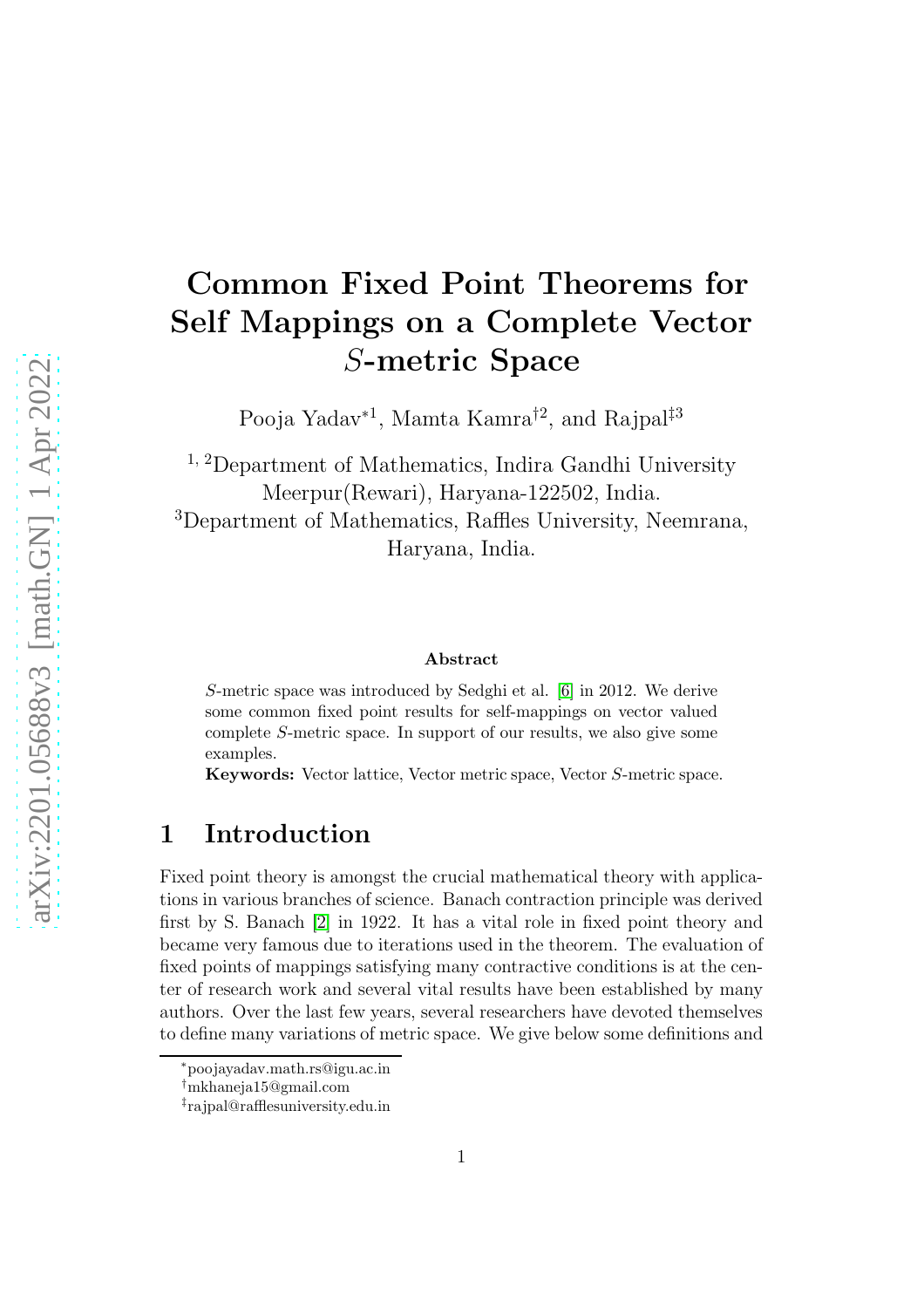# Common Fixed Point Theorems for Self Mappings on a Complete Vector $S$-metric Space

Pooja Yadav*[1], Mamta Kamra†[2], and Rajpal‡[3]

[1, 2]Department of Mathematics, Indira Gandhi University Meerpur(Rewari), Haryana-122502, India.

[3]Department of Mathematics, Raffles University, Neemrana, Haryana, India.

**Abstract**

$S$-metric space was introduced by Sedghi et al. [6] in 2012. We derive some common fixed point results for self-mappings on vector valued complete $S$-metric space. In support of our results, we also give some examples.

**Keywords:** Vector lattice, Vector metric space, Vector $S$-metric space.

## 1 Introduction

Fixed point theory is amongst the crucial mathematical theory with applications in various branches of science. Banach contraction principle was derived first by S. Banach [2] in 1922. It has a vital role in fixed point theory and became very famous due to iterations used in the theorem. The evaluation of fixed points of mappings satisfying many contractive conditions is at the center of research work and several vital results have been established by many authors. Over the last few years, several researchers have devoted themselves to define many variations of metric space. We give below some definitions and

*poojayadav.math.rs@igu.ac.in

†mkhaneja15@gmail.com

‡rajpal@rafflesuniversity.edu.in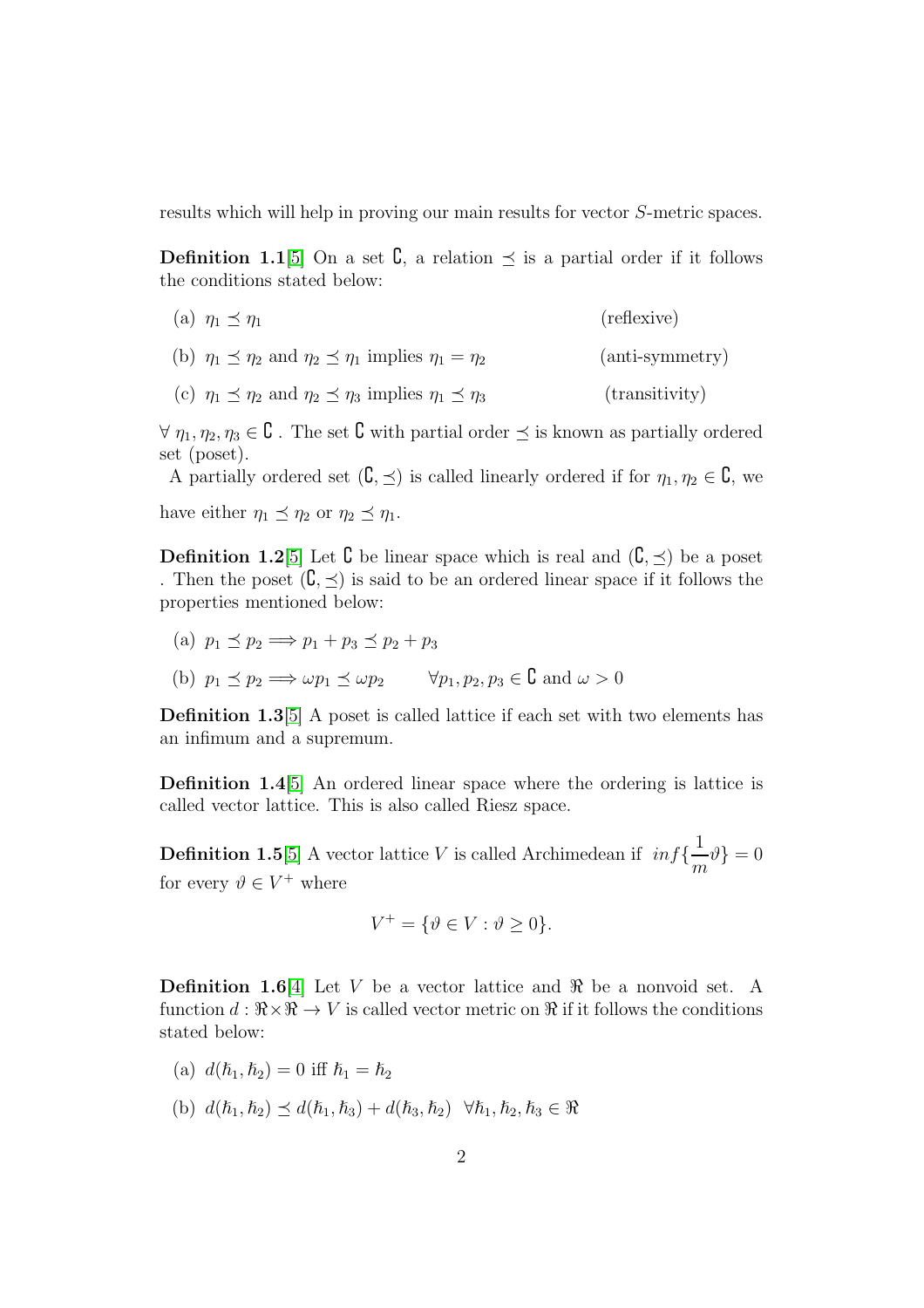results which will help in proving our main results for vector $S$-metric spaces.

**Definition 1.1**[5] On a set $\complement$, a relation $\preceq$ is a partial order if it follows the conditions stated below:

(a) $\eta_1 \preceq \eta_1$ (reflexive)

(b) $\eta_1 \preceq \eta_2$ and $\eta_2 \preceq \eta_1$ implies $\eta_1 = \eta_2$ (anti-symmetry)

(c) $\eta_1 \preceq \eta_2$ and $\eta_2 \preceq \eta_3$ implies $\eta_1 \preceq \eta_3$ (transitivity)

$\forall\ \eta_1, \eta_2, \eta_3 \in \complement$ . The set $\complement$ with partial order $\preceq$ is known as partially ordered set (poset).

A partially ordered set $(\complement, \preceq)$ is called linearly ordered if for $\eta_1, \eta_2 \in \complement$, we have either $\eta_1 \preceq \eta_2$ or $\eta_2 \preceq \eta_1$.

**Definition 1.2**[5] Let $\complement$ be linear space which is real and $(\complement, \preceq)$ be a poset . Then the poset $(\complement, \preceq)$ is said to be an ordered linear space if it follows the properties mentioned below:

(a) $p_1 \preceq p_2 \implies p_1 + p_3 \preceq p_2 + p_3$

(b) $p_1 \preceq p_2 \implies \omega p_1 \preceq \omega p_2 \qquad \forall p_1, p_2, p_3 \in \complement$ and $\omega > 0$

**Definition 1.3**[5] A poset is called lattice if each set with two elements has an infimum and a supremum.

**Definition 1.4**[5] An ordered linear space where the ordering is lattice is called vector lattice. This is also called Riesz space.

**Definition 1.5**[5] A vector lattice $V$ is called Archimedean if $inf\{\dfrac{1}{m}\vartheta\} = 0$ for every $\vartheta \in V^+$ where

$$V^+ = \{\vartheta \in V : \vartheta \geq 0\}.$$

**Definition 1.6**[4] Let $V$ be a vector lattice and $\Re$ be a nonvoid set. A function $d : \Re \times \Re \to V$ is called vector metric on $\Re$ if it follows the conditions stated below:

(a) $d(\hbar_1, \hbar_2) = 0$ iff $\hbar_1 = \hbar_2$

(b) $d(\hbar_1, \hbar_2) \preceq d(\hbar_1, \hbar_3) + d(\hbar_3, \hbar_2) \ \ \forall \hbar_1, \hbar_2, \hbar_3 \in \Re$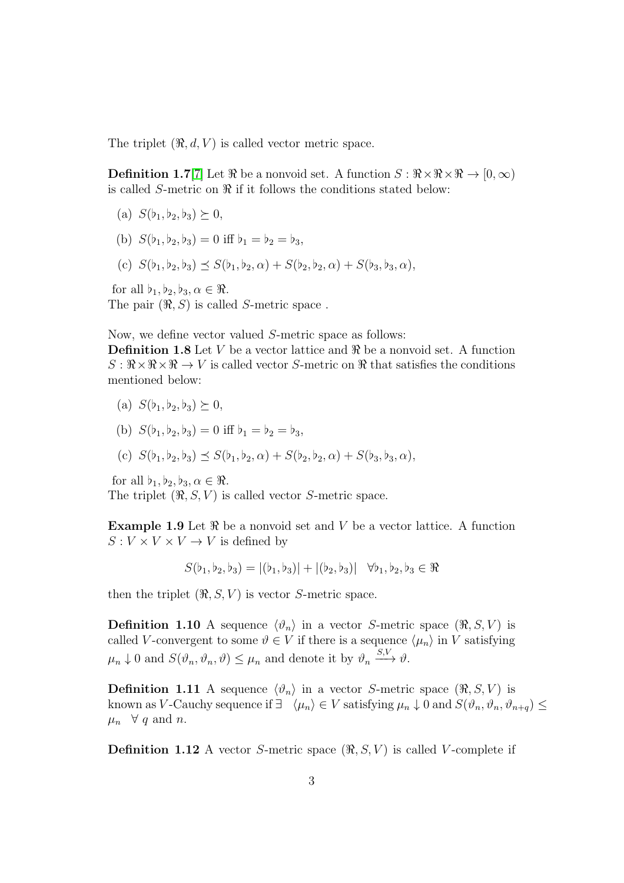The triplet $(\Re, d, V)$ is called vector metric space.

**Definition 1.7**[7] Let $\Re$ be a nonvoid set. A function $S : \Re \times \Re \times \Re \to [0, \infty)$ is called $S$-metric on $\Re$ if it follows the conditions stated below:

(a) $S(\flat_1, \flat_2, \flat_3) \succeq 0$,

(b) $S(\flat_1, \flat_2, \flat_3) = 0$ iff $\flat_1 = \flat_2 = \flat_3$,

(c) $S(\flat_1, \flat_2, \flat_3) \preceq S(\flat_1, \flat_2, \alpha) + S(\flat_2, \flat_2, \alpha) + S(\flat_3, \flat_3, \alpha)$,

for all $\flat_1, \flat_2, \flat_3, \alpha \in \Re$.
The pair $(\Re, S)$ is called $S$-metric space .

Now, we define vector valued $S$-metric space as follows:
**Definition 1.8** Let $V$ be a vector lattice and $\Re$ be a nonvoid set. A function $S : \Re \times \Re \times \Re \to V$ is called vector $S$-metric on $\Re$ that satisfies the conditions mentioned below:

(a) $S(\flat_1, \flat_2, \flat_3) \succeq 0$,

(b) $S(\flat_1, \flat_2, \flat_3) = 0$ iff $\flat_1 = \flat_2 = \flat_3$,

(c) $S(\flat_1, \flat_2, \flat_3) \preceq S(\flat_1, \flat_2, \alpha) + S(\flat_2, \flat_2, \alpha) + S(\flat_3, \flat_3, \alpha)$,

for all $\flat_1, \flat_2, \flat_3, \alpha \in \Re$.
The triplet $(\Re, S, V)$ is called vector $S$-metric space.

**Example 1.9** Let $\Re$ be a nonvoid set and $V$ be a vector lattice. A function $S : V \times V \times V \to V$ is defined by

$$S(\flat_1, \flat_2, \flat_3) = |(\flat_1, \flat_3)| + |(\flat_2, \flat_3)| \quad \forall \flat_1, \flat_2, \flat_3 \in \Re$$

then the triplet $(\Re, S, V)$ is vector $S$-metric space.

**Definition 1.10** A sequence $\langle \vartheta_n \rangle$ in a vector $S$-metric space $(\Re, S, V)$ is called $V$-convergent to some $\vartheta \in V$ if there is a sequence $\langle \mu_n \rangle$ in $V$ satisfying $\mu_n \downarrow 0$ and $S(\vartheta_n, \vartheta_n, \vartheta) \leq \mu_n$ and denote it by $\vartheta_n \xrightarrow{S,V} \vartheta$.

**Definition 1.11** A sequence $\langle \vartheta_n \rangle$ in a vector $S$-metric space $(\Re, S, V)$ is known as $V$-Cauchy sequence if $\exists \quad \langle \mu_n \rangle \in V$ satisfying $\mu_n \downarrow 0$ and $S(\vartheta_n, \vartheta_n, \vartheta_{n+q}) \leq \mu_n \quad \forall\ q$ and $n$.

**Definition 1.12** A vector $S$-metric space $(\Re, S, V)$ is called $V$-complete if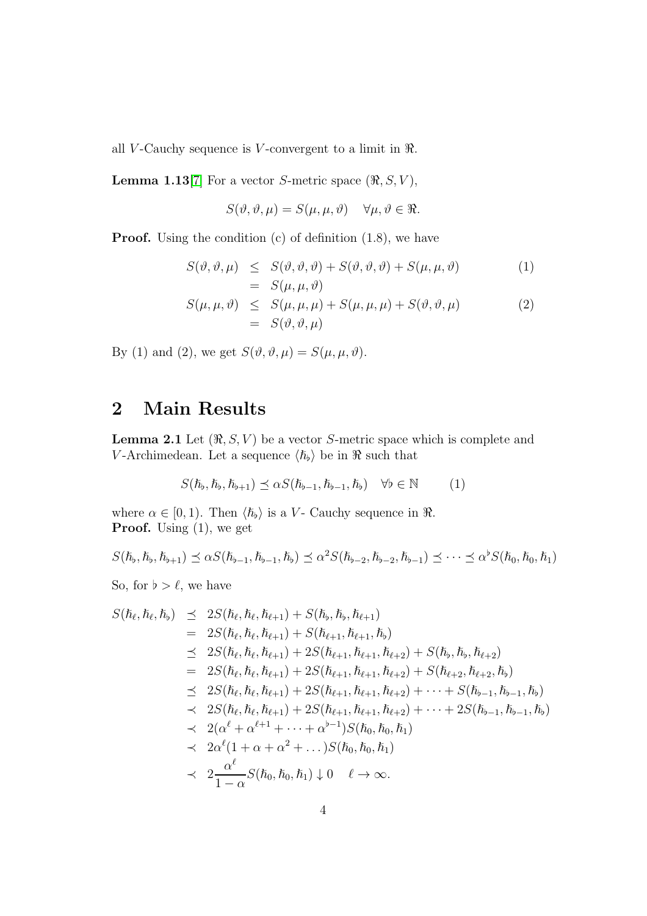all $V$-Cauchy sequence is $V$-convergent to a limit in $\Re$.

**Lemma 1.13**[7] For a vector $S$-metric space $(\Re, S, V)$,

$$S(\vartheta, \vartheta, \mu) = S(\mu, \mu, \vartheta) \quad \forall \mu, \vartheta \in \Re.$$

**Proof.** Using the condition (c) of definition (1.8), we have

$$\begin{aligned} S(\vartheta, \vartheta, \mu) &\leq S(\vartheta, \vartheta, \vartheta) + S(\vartheta, \vartheta, \vartheta) + S(\mu, \mu, \vartheta) \qquad (1) \\ &= S(\mu, \mu, \vartheta) \\ S(\mu, \mu, \vartheta) &\leq S(\mu, \mu, \mu) + S(\mu, \mu, \mu) + S(\vartheta, \vartheta, \mu) \qquad (2) \\ &= S(\vartheta, \vartheta, \mu) \end{aligned}$$

By (1) and (2), we get $S(\vartheta, \vartheta, \mu) = S(\mu, \mu, \vartheta)$.

## 2 Main Results

**Lemma 2.1** Let $(\Re, S, V)$ be a vector $S$-metric space which is complete and $V$-Archimedean. Let a sequence $\langle \hbar_\flat \rangle$ be in $\Re$ such that

$$S(\hbar_\flat, \hbar_\flat, \hbar_{\flat+1}) \preceq \alpha S(\hbar_{\flat-1}, \hbar_{\flat-1}, \hbar_\flat) \quad \forall \flat \in \mathbb{N} \qquad (1)$$

where $\alpha \in [0, 1)$. Then $\langle \hbar_\flat \rangle$ is a $V$- Cauchy sequence in $\Re$.
**Proof.** Using (1), we get

$$S(\hbar_\flat, \hbar_\flat, \hbar_{\flat+1}) \preceq \alpha S(\hbar_{\flat-1}, \hbar_{\flat-1}, \hbar_\flat) \preceq \alpha^2 S(\hbar_{\flat-2}, \hbar_{\flat-2}, \hbar_{\flat-1}) \preceq \cdots \preceq \alpha^\flat S(\hbar_0, \hbar_0, \hbar_1)$$

So, for $\flat > \ell$, we have

$$\begin{aligned} S(\hbar_\ell, \hbar_\ell, \hbar_\flat) &\preceq 2S(\hbar_\ell, \hbar_\ell, \hbar_{\ell+1}) + S(\hbar_\flat, \hbar_\flat, \hbar_{\ell+1}) \\ &= 2S(\hbar_\ell, \hbar_\ell, \hbar_{\ell+1}) + S(\hbar_{\ell+1}, \hbar_{\ell+1}, \hbar_\flat) \\ &\preceq 2S(\hbar_\ell, \hbar_\ell, \hbar_{\ell+1}) + 2S(\hbar_{\ell+1}, \hbar_{\ell+1}, \hbar_{\ell+2}) + S(\hbar_\flat, \hbar_\flat, \hbar_{\ell+2}) \\ &= 2S(\hbar_\ell, \hbar_\ell, \hbar_{\ell+1}) + 2S(\hbar_{\ell+1}, \hbar_{\ell+1}, \hbar_{\ell+2}) + S(\hbar_{\ell+2}, \hbar_{\ell+2}, \hbar_\flat) \\ &\preceq 2S(\hbar_\ell, \hbar_\ell, \hbar_{\ell+1}) + 2S(\hbar_{\ell+1}, \hbar_{\ell+1}, \hbar_{\ell+2}) + \cdots + S(\hbar_{\flat-1}, \hbar_{\flat-1}, \hbar_\flat) \\ &\prec 2S(\hbar_\ell, \hbar_\ell, \hbar_{\ell+1}) + 2S(\hbar_{\ell+1}, \hbar_{\ell+1}, \hbar_{\ell+2}) + \cdots + 2S(\hbar_{\flat-1}, \hbar_{\flat-1}, \hbar_\flat) \\ &\prec 2(\alpha^\ell + \alpha^{\ell+1} + \cdots + \alpha^{\flat-1}) S(\hbar_0, \hbar_0, \hbar_1) \\ &\prec 2\alpha^\ell (1 + \alpha + \alpha^2 + \dots) S(\hbar_0, \hbar_0, \hbar_1) \\ &\prec 2\frac{\alpha^\ell}{1-\alpha} S(\hbar_0, \hbar_0, \hbar_1) \downarrow 0 \quad \ell \to \infty. \end{aligned}$$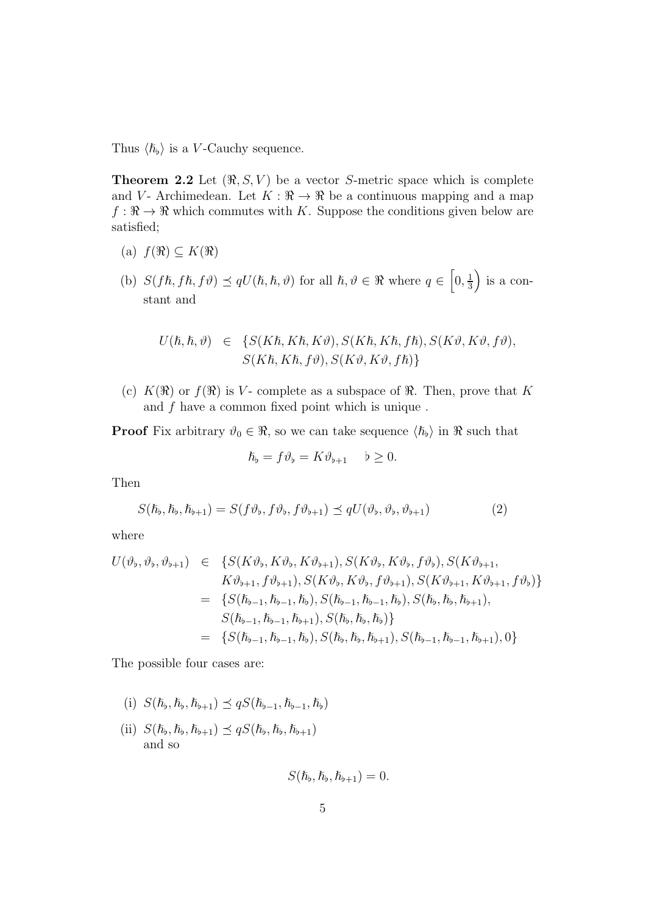Thus $\langle \hbar_\flat \rangle$ is a $V$-Cauchy sequence.

**Theorem 2.2** Let $(\Re, S, V)$ be a vector $S$-metric space which is complete and $V$- Archimedean. Let $K : \Re \to \Re$ be a continuous mapping and a map $f : \Re \to \Re$ which commutes with $K$. Suppose the conditions given below are satisfied;

(a) $f(\Re) \subseteq K(\Re)$

(b) $S(f\hbar, f\hbar, f\vartheta) \preceq qU(\hbar, \hbar, \vartheta)$ for all $\hbar, \vartheta \in \Re$ where $q \in \left[0, \frac{1}{3}\right)$ is a constant and

$$\begin{aligned} U(\hbar, \hbar, \vartheta) \in \; & \{S(K\hbar, K\hbar, K\vartheta), S(K\hbar, K\hbar, f\hbar), S(K\vartheta, K\vartheta, f\vartheta), \\ & S(K\hbar, K\hbar, f\vartheta), S(K\vartheta, K\vartheta, f\hbar)\} \end{aligned}$$

(c) $K(\Re)$ or $f(\Re)$ is $V$- complete as a subspace of $\Re$. Then, prove that $K$ and $f$ have a common fixed point which is unique .

**Proof** Fix arbitrary $\vartheta_0 \in \Re$, so we can take sequence $\langle \hbar_\flat \rangle$ in $\Re$ such that

$$\hbar_\flat = f\vartheta_\flat = K\vartheta_{\flat+1} \quad \flat \geq 0.$$

Then

$$S(\hbar_\flat, \hbar_\flat, \hbar_{\flat+1}) = S(f\vartheta_\flat, f\vartheta_\flat, f\vartheta_{\flat+1}) \preceq qU(\vartheta_\flat, \vartheta_\flat, \vartheta_{\flat+1}) \tag{2}$$

where

$$\begin{aligned} U(\vartheta_\flat, \vartheta_\flat, \vartheta_{\flat+1}) \in \; & \{S(K\vartheta_\flat, K\vartheta_\flat, K\vartheta_{\flat+1}), S(K\vartheta_\flat, K\vartheta_\flat, f\vartheta_\flat), S(K\vartheta_{\flat+1}, \\ & K\vartheta_{\flat+1}, f\vartheta_{\flat+1}), S(K\vartheta_\flat, K\vartheta_\flat, f\vartheta_{\flat+1}), S(K\vartheta_{\flat+1}, K\vartheta_{\flat+1}, f\vartheta_\flat)\} \\ = \; & \{S(\hbar_{\flat-1}, \hbar_{\flat-1}, \hbar_\flat), S(\hbar_{\flat-1}, \hbar_{\flat-1}, \hbar_\flat), S(\hbar_\flat, \hbar_\flat, \hbar_{\flat+1}), \\ & S(\hbar_{\flat-1}, \hbar_{\flat-1}, \hbar_{\flat+1}), S(\hbar_\flat, \hbar_\flat, \hbar_\flat)\} \\ = \; & \{S(\hbar_{\flat-1}, \hbar_{\flat-1}, \hbar_\flat), S(\hbar_\flat, \hbar_\flat, \hbar_{\flat+1}), S(\hbar_{\flat-1}, \hbar_{\flat-1}, \hbar_{\flat+1}), 0\} \end{aligned}$$

The possible four cases are:

(i) $S(\hbar_\flat, \hbar_\flat, \hbar_{\flat+1}) \preceq qS(\hbar_{\flat-1}, \hbar_{\flat-1}, \hbar_\flat)$

(ii) $S(\hbar_\flat, \hbar_\flat, \hbar_{\flat+1}) \preceq qS(\hbar_\flat, \hbar_\flat, \hbar_{\flat+1})$
and so

$$S(\hbar_\flat, \hbar_\flat, \hbar_{\flat+1}) = 0.$$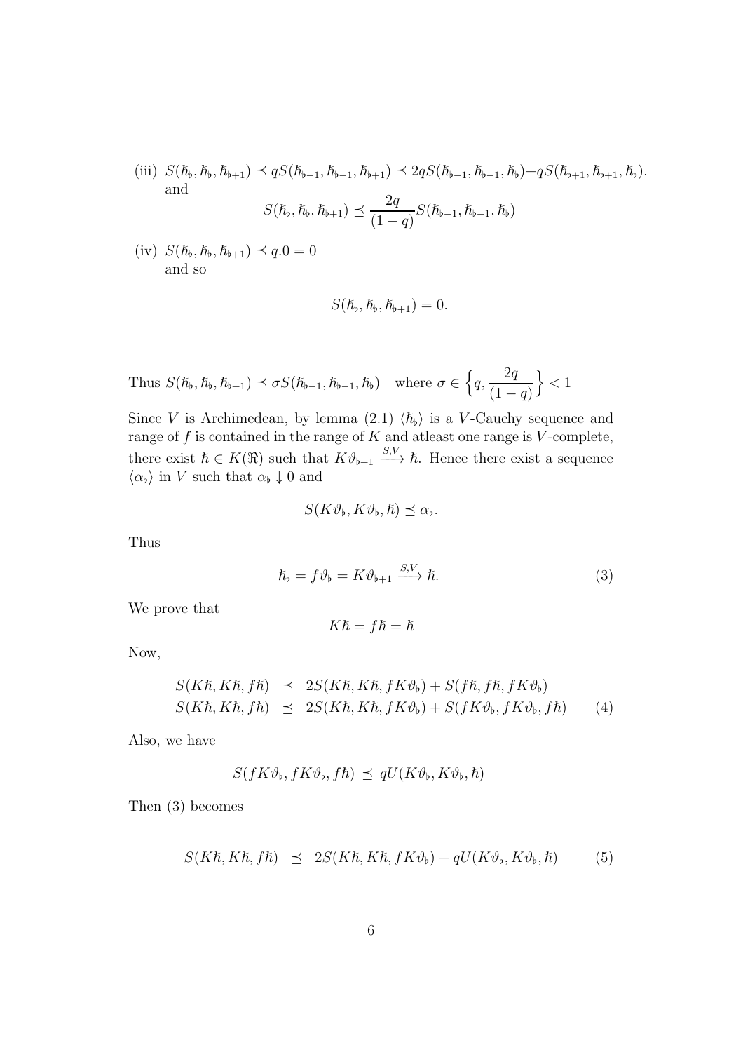(iii) $S(\hbar_\flat, \hbar_\flat, \hbar_{\flat+1}) \preceq qS(\hbar_{\flat-1}, \hbar_{\flat-1}, \hbar_{\flat+1}) \preceq 2qS(\hbar_{\flat-1}, \hbar_{\flat-1}, \hbar_\flat) + qS(\hbar_{\flat+1}, \hbar_{\flat+1}, \hbar_\flat)$.
and

$$S(\hbar_\flat, \hbar_\flat, \hbar_{\flat+1}) \preceq \frac{2q}{(1-q)} S(\hbar_{\flat-1}, \hbar_{\flat-1}, \hbar_\flat)$$

(iv) $S(\hbar_\flat, \hbar_\flat, \hbar_{\flat+1}) \preceq q.0 = 0$
and so

$$S(\hbar_\flat, \hbar_\flat, \hbar_{\flat+1}) = 0.$$

Thus $S(\hbar_\flat, \hbar_\flat, \hbar_{\flat+1}) \preceq \sigma S(\hbar_{\flat-1}, \hbar_{\flat-1}, \hbar_\flat)$ where $\sigma \in \left\{ q, \dfrac{2q}{(1-q)} \right\} < 1$

Since $V$ is Archimedean, by lemma (2.1) $\langle \hbar_\flat \rangle$ is a $V$-Cauchy sequence and range of $f$ is contained in the range of $K$ and atleast one range is $V$-complete, there exist $\hbar \in K(\Re)$ such that $K\vartheta_{\flat+1} \xrightarrow{S,V} \hbar$. Hence there exist a sequence $\langle \alpha_\flat \rangle$ in $V$ such that $\alpha_\flat \downarrow 0$ and

$$S(K\vartheta_\flat, K\vartheta_\flat, \hbar) \preceq \alpha_\flat.$$

Thus

$$\hbar_\flat = f\vartheta_\flat = K\vartheta_{\flat+1} \xrightarrow{S,V} \hbar. \tag{3}$$

We prove that

$$K\hbar = f\hbar = \hbar$$

Now,

$$\begin{aligned} S(K\hbar, K\hbar, f\hbar) &\preceq 2S(K\hbar, K\hbar, fK\vartheta_\flat) + S(f\hbar, f\hbar, fK\vartheta_\flat) \\ S(K\hbar, K\hbar, f\hbar) &\preceq 2S(K\hbar, K\hbar, fK\vartheta_\flat) + S(fK\vartheta_\flat, fK\vartheta_\flat, f\hbar) \end{aligned} \tag{4}$$

Also, we have

$$S(fK\vartheta_\flat, fK\vartheta_\flat, f\hbar) \preceq qU(K\vartheta_\flat, K\vartheta_\flat, \hbar)$$

Then (3) becomes

$$S(K\hbar, K\hbar, f\hbar) \preceq 2S(K\hbar, K\hbar, fK\vartheta_\flat) + qU(K\vartheta_\flat, K\vartheta_\flat, \hbar) \tag{5}$$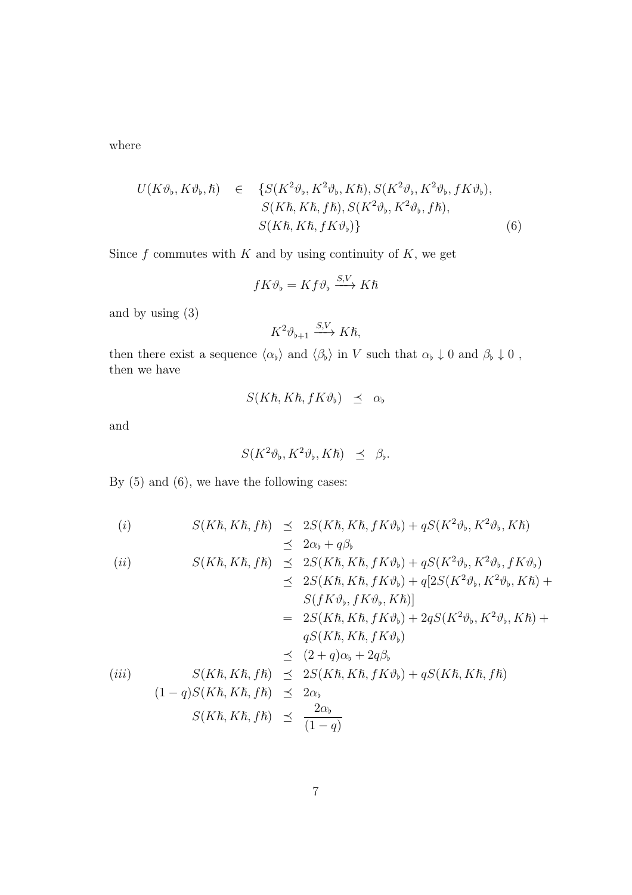where

$$
\begin{aligned}
U(K\vartheta_\flat, K\vartheta_\flat, \hbar) \quad \in \quad & \{S(K^2\vartheta_\flat, K^2\vartheta_\flat, K\hbar), S(K^2\vartheta_\flat, K^2\vartheta_\flat, fK\vartheta_\flat), \\
& S(K\hbar, K\hbar, f\hbar), S(K^2\vartheta_\flat, K^2\vartheta_\flat, f\hbar), \\
& S(K\hbar, K\hbar, fK\vartheta_\flat)\} \qquad (6)
\end{aligned}
$$

Since $f$ commutes with $K$ and by using continuity of $K$, we get

$$
fK\vartheta_\flat = Kf\vartheta_\flat \xrightarrow{S,V} K\hbar
$$

and by using (3)

$$
K^2\vartheta_{\flat+1} \xrightarrow{S,V} K\hbar,
$$

then there exist a sequence $\langle \alpha_\flat \rangle$ and $\langle \beta_\flat \rangle$ in $V$ such that $\alpha_\flat \downarrow 0$ and $\beta_\flat \downarrow 0$ , then we have

$$
S(K\hbar, K\hbar, fK\vartheta_\flat) \quad \preceq \quad \alpha_\flat
$$

and

$$
S(K^2\vartheta_\flat, K^2\vartheta_\flat, K\hbar) \quad \preceq \quad \beta_\flat.
$$

By (5) and (6), we have the following cases:

$$
\begin{aligned}
(i) \qquad S(K\hbar, K\hbar, f\hbar) &\preceq 2S(K\hbar, K\hbar, fK\vartheta_\flat) + qS(K^2\vartheta_\flat, K^2\vartheta_\flat, K\hbar) \\
&\preceq 2\alpha_\flat + q\beta_\flat \\
(ii) \qquad S(K\hbar, K\hbar, f\hbar) &\preceq 2S(K\hbar, K\hbar, fK\vartheta_\flat) + qS(K^2\vartheta_\flat, K^2\vartheta_\flat, fK\vartheta_\flat) \\
&\preceq 2S(K\hbar, K\hbar, fK\vartheta_\flat) + q[2S(K^2\vartheta_\flat, K^2\vartheta_\flat, K\hbar) + \\
&\quad S(fK\vartheta_\flat, fK\vartheta_\flat, K\hbar)] \\
&= 2S(K\hbar, K\hbar, fK\vartheta_\flat) + 2qS(K^2\vartheta_\flat, K^2\vartheta_\flat, K\hbar) + \\
&\quad qS(K\hbar, K\hbar, fK\vartheta_\flat) \\
&\preceq (2+q)\alpha_\flat + 2q\beta_\flat \\
(iii) \qquad S(K\hbar, K\hbar, f\hbar) &\preceq 2S(K\hbar, K\hbar, fK\vartheta_\flat) + qS(K\hbar, K\hbar, f\hbar) \\
(1-q)S(K\hbar, K\hbar, f\hbar) &\preceq 2\alpha_\flat \\
S(K\hbar, K\hbar, f\hbar) &\preceq \frac{2\alpha_\flat}{(1-q)}
\end{aligned}
$$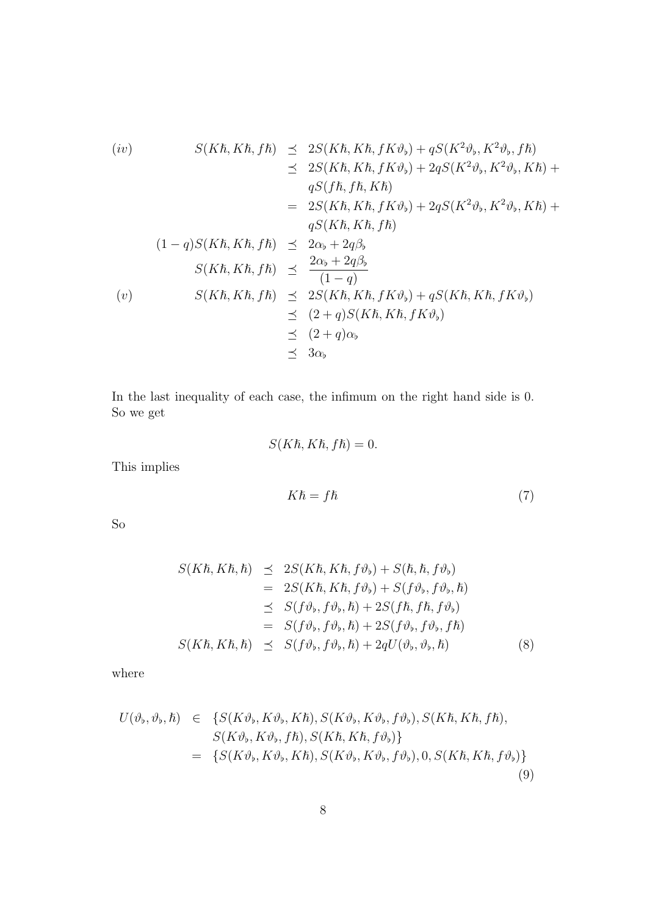$$
\begin{aligned}
(iv) \qquad S(K\hbar, K\hbar, f\hbar) &\preceq 2S(K\hbar, K\hbar, fK\vartheta_\flat) + qS(K^2\vartheta_\flat, K^2\vartheta_\flat, f\hbar) \\
&\preceq 2S(K\hbar, K\hbar, fK\vartheta_\flat) + 2qS(K^2\vartheta_\flat, K^2\vartheta_\flat, K\hbar) + \\
&\quad\ qS(f\hbar, f\hbar, K\hbar) \\
&= 2S(K\hbar, K\hbar, fK\vartheta_\flat) + 2qS(K^2\vartheta_\flat, K^2\vartheta_\flat, K\hbar) + \\
&\quad\ qS(K\hbar, K\hbar, f\hbar) \\
(1-q)S(K\hbar, K\hbar, f\hbar) &\preceq 2\alpha_\flat + 2q\beta_\flat \\
S(K\hbar, K\hbar, f\hbar) &\preceq \frac{2\alpha_\flat + 2q\beta_\flat}{(1-q)} \\
(v) \qquad S(K\hbar, K\hbar, f\hbar) &\preceq 2S(K\hbar, K\hbar, fK\vartheta_\flat) + qS(K\hbar, K\hbar, fK\vartheta_\flat) \\
&\preceq (2+q)S(K\hbar, K\hbar, fK\vartheta_\flat) \\
&\preceq (2+q)\alpha_\flat \\
&\preceq 3\alpha_\flat
\end{aligned}
$$

In the last inequality of each case, the infimum on the right hand side is 0. So we get

$$
S(K\hbar, K\hbar, f\hbar) = 0.
$$

This implies

$$
K\hbar = f\hbar \tag{7}
$$

So

$$
\begin{aligned}
S(K\hbar, K\hbar, \hbar) &\preceq 2S(K\hbar, K\hbar, f\vartheta_\flat) + S(\hbar, \hbar, f\vartheta_\flat) \\
&= 2S(K\hbar, K\hbar, f\vartheta_\flat) + S(f\vartheta_\flat, f\vartheta_\flat, \hbar) \\
&\preceq S(f\vartheta_\flat, f\vartheta_\flat, \hbar) + 2S(f\hbar, f\hbar, f\vartheta_\flat) \\
&= S(f\vartheta_\flat, f\vartheta_\flat, \hbar) + 2S(f\vartheta_\flat, f\vartheta_\flat, f\hbar) \\
S(K\hbar, K\hbar, \hbar) &\preceq S(f\vartheta_\flat, f\vartheta_\flat, \hbar) + 2qU(\vartheta_\flat, \vartheta_\flat, \hbar)
\end{aligned} \tag{8}
$$

where

$$
\begin{aligned}
U(\vartheta_\flat, \vartheta_\flat, \hbar) &\in \{S(K\vartheta_\flat, K\vartheta_\flat, K\hbar), S(K\vartheta_\flat, K\vartheta_\flat, f\vartheta_\flat), S(K\hbar, K\hbar, f\hbar), \\
&\quad\ S(K\vartheta_\flat, K\vartheta_\flat, f\hbar), S(K\hbar, K\hbar, f\vartheta_\flat)\} \\
&= \{S(K\vartheta_\flat, K\vartheta_\flat, K\hbar), S(K\vartheta_\flat, K\vartheta_\flat, f\vartheta_\flat), 0, S(K\hbar, K\hbar, f\vartheta_\flat)\}
\end{aligned} \tag{9}
$$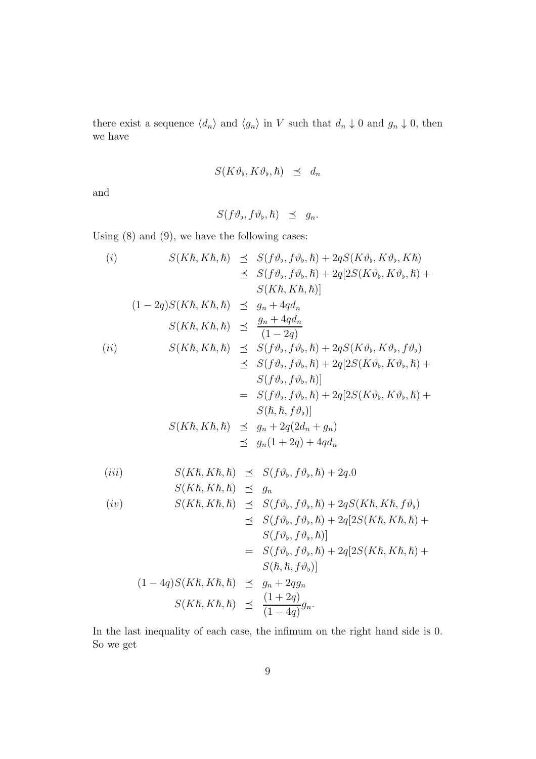there exist a sequence $\langle d_n \rangle$ and $\langle g_n \rangle$ in $V$ such that $d_n \downarrow 0$ and $g_n \downarrow 0$, then we have

$$S(K\vartheta_\flat, K\vartheta_\flat, \hbar) \preceq d_n$$

and

$$S(f\vartheta_\flat, f\vartheta_\flat, \hbar) \preceq g_n.$$

Using (8) and (9), we have the following cases:

$$
\begin{aligned}
(i) \qquad S(K\hbar, K\hbar, \hbar) &\preceq S(f\vartheta_\flat, f\vartheta_\flat, \hbar) + 2qS(K\vartheta_\flat, K\vartheta_\flat, K\hbar) \\
&\preceq S(f\vartheta_\flat, f\vartheta_\flat, \hbar) + 2q[2S(K\vartheta_\flat, K\vartheta_\flat, \hbar) + \\
&\quad S(K\hbar, K\hbar, \hbar)] \\
(1-2q)S(K\hbar, K\hbar, \hbar) &\preceq g_n + 4qd_n \\
S(K\hbar, K\hbar, \hbar) &\preceq \frac{g_n + 4qd_n}{(1-2q)} \\
(ii) \qquad S(K\hbar, K\hbar, \hbar) &\preceq S(f\vartheta_\flat, f\vartheta_\flat, \hbar) + 2qS(K\vartheta_\flat, K\vartheta_\flat, f\vartheta_\flat) \\
&\preceq S(f\vartheta_\flat, f\vartheta_\flat, \hbar) + 2q[2S(K\vartheta_\flat, K\vartheta_\flat, \hbar) + \\
&\quad S(f\vartheta_\flat, f\vartheta_\flat, \hbar)] \\
&= S(f\vartheta_\flat, f\vartheta_\flat, \hbar) + 2q[2S(K\vartheta_\flat, K\vartheta_\flat, \hbar) + \\
&\quad S(\hbar, \hbar, f\vartheta_\flat)] \\
S(K\hbar, K\hbar, \hbar) &\preceq g_n + 2q(2d_n + g_n) \\
&\preceq g_n(1+2q) + 4qd_n
\end{aligned}
$$

$$
\begin{aligned}
(iii) \qquad S(K\hbar, K\hbar, \hbar) &\preceq S(f\vartheta_\flat, f\vartheta_\flat, \hbar) + 2q.0 \\
S(K\hbar, K\hbar, \hbar) &\preceq g_n \\
(iv) \qquad S(K\hbar, K\hbar, \hbar) &\preceq S(f\vartheta_\flat, f\vartheta_\flat, \hbar) + 2qS(K\hbar, K\hbar, f\vartheta_\flat) \\
&\preceq S(f\vartheta_\flat, f\vartheta_\flat, \hbar) + 2q[2S(K\hbar, K\hbar, \hbar) + \\
&\quad S(f\vartheta_\flat, f\vartheta_\flat, \hbar)] \\
&= S(f\vartheta_\flat, f\vartheta_\flat, \hbar) + 2q[2S(K\hbar, K\hbar, \hbar) + \\
&\quad S(\hbar, \hbar, f\vartheta_\flat)] \\
(1-4q)S(K\hbar, K\hbar, \hbar) &\preceq g_n + 2qg_n \\
S(K\hbar, K\hbar, \hbar) &\preceq \frac{(1+2q)}{(1-4q)}g_n.
\end{aligned}
$$

In the last inequality of each case, the infimum on the right hand side is 0. So we get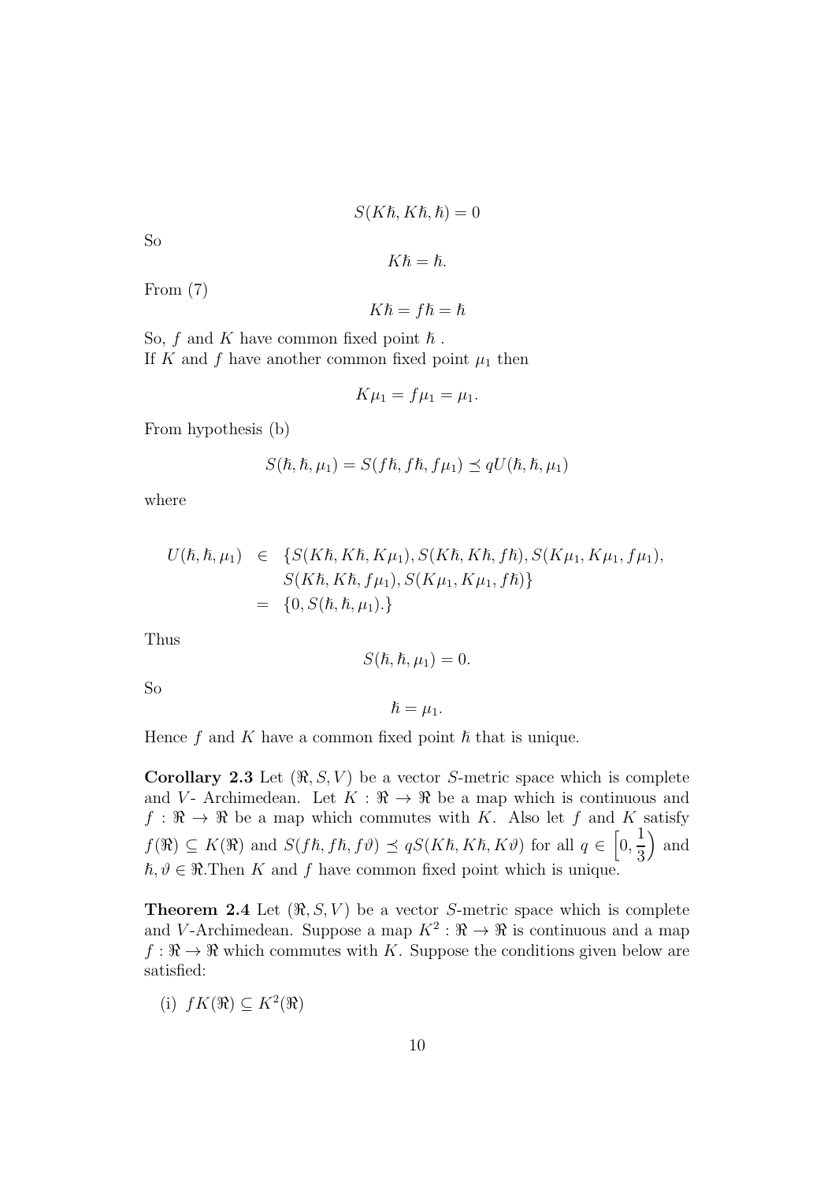$$S(K\hbar, K\hbar, \hbar) = 0$$

So

$$K\hbar = \hbar.$$

From (7)

$$K\hbar = f\hbar = \hbar$$

So, $f$ and $K$ have common fixed point $\hbar$ .
If $K$ and $f$ have another common fixed point $\mu_1$ then

$$K\mu_1 = f\mu_1 = \mu_1.$$

From hypothesis (b)

$$S(\hbar, \hbar, \mu_1) = S(f\hbar, f\hbar, f\mu_1) \preceq qU(\hbar, \hbar, \mu_1)$$

where

$$\begin{aligned} U(\hbar, \hbar, \mu_1) &\in \{S(K\hbar, K\hbar, K\mu_1), S(K\hbar, K\hbar, f\hbar), S(K\mu_1, K\mu_1, f\mu_1), \\ &\quad S(K\hbar, K\hbar, f\mu_1), S(K\mu_1, K\mu_1, f\hbar)\} \\ &= \{0, S(\hbar, \hbar, \mu_1).\} \end{aligned}$$

Thus

$$S(\hbar, \hbar, \mu_1) = 0.$$

So

$$\hbar = \mu_1.$$

Hence $f$ and $K$ have a common fixed point $\hbar$ that is unique.

**Corollary 2.3** Let $(\Re, S, V)$ be a vector $S$-metric space which is complete and $V$- Archimedean. Let $K : \Re \to \Re$ be a map which is continuous and $f : \Re \to \Re$ be a map which commutes with $K$. Also let $f$ and $K$ satisfy $f(\Re) \subseteq K(\Re)$ and $S(f\hbar, f\hbar, f\vartheta) \preceq qS(K\hbar, K\hbar, K\vartheta)$ for all $q \in \left[0, \dfrac{1}{3}\right)$ and $\hbar, \vartheta \in \Re$.Then $K$ and $f$ have common fixed point which is unique.

**Theorem 2.4** Let $(\Re, S, V)$ be a vector $S$-metric space which is complete and $V$-Archimedean. Suppose a map $K^2 : \Re \to \Re$ is continuous and a map $f : \Re \to \Re$ which commutes with $K$. Suppose the conditions given below are satisfied:

(i) $fK(\Re) \subseteq K^2(\Re)$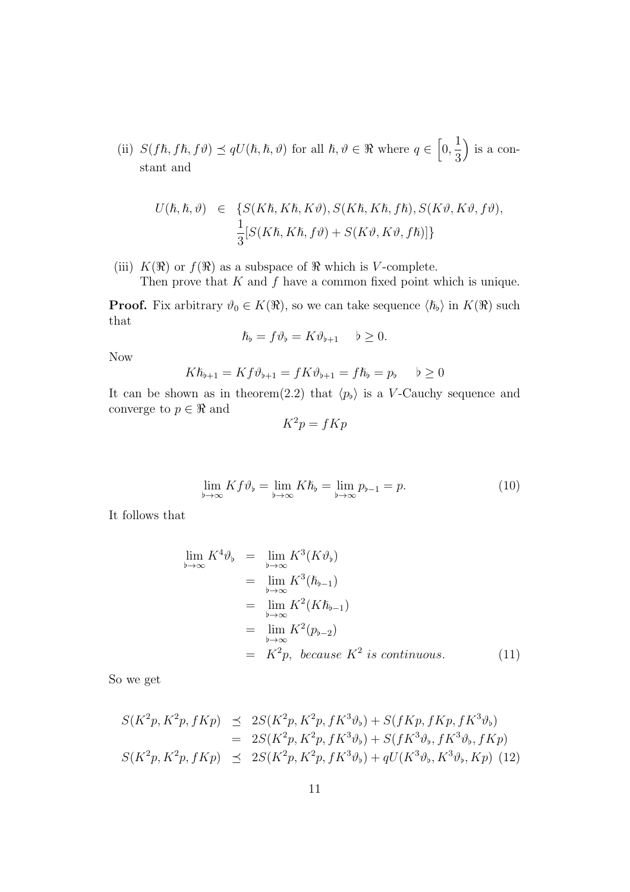(ii) $S(f\hbar, f\hbar, f\vartheta) \preceq qU(\hbar, \hbar, \vartheta)$ for all $\hbar, \vartheta \in \Re$ where $q \in \left[0, \frac{1}{3}\right)$ is a constant and

$$
\begin{aligned}
U(\hbar, \hbar, \vartheta) \;\; \in \;\; & \{S(K\hbar, K\hbar, K\vartheta), S(K\hbar, K\hbar, f\hbar), S(K\vartheta, K\vartheta, f\vartheta), \\
& \frac{1}{3}[S(K\hbar, K\hbar, f\vartheta) + S(K\vartheta, K\vartheta, f\hbar)]\}
\end{aligned}
$$

(iii) $K(\Re)$ or $f(\Re)$ as a subspace of $\Re$ which is $V$-complete.
Then prove that $K$ and $f$ have a common fixed point which is unique.

**Proof.** Fix arbitrary $\vartheta_0 \in K(\Re)$, so we can take sequence $\langle \hbar_\flat \rangle$ in $K(\Re)$ such that

$$
\hbar_\flat = f\vartheta_\flat = K\vartheta_{\flat+1} \quad \flat \geq 0.
$$

Now

$$
K\hbar_{\flat+1} = Kf\vartheta_{\flat+1} = fK\vartheta_{\flat+1} = f\hbar_\flat = p_\flat \quad \flat \geq 0
$$

It can be shown as in theorem(2.2) that $\langle p_\flat \rangle$ is a $V$-Cauchy sequence and converge to $p \in \Re$ and

$$
K^2 p = fKp
$$

$$
\lim_{\flat \to \infty} Kf\vartheta_\flat = \lim_{\flat \to \infty} K\hbar_\flat = \lim_{\flat \to \infty} p_{\flat-1} = p. \tag{10}
$$

It follows that

$$
\begin{aligned}
\lim_{\flat \to \infty} K^4 \vartheta_\flat &= \lim_{\flat \to \infty} K^3(K\vartheta_\flat) \\
&= \lim_{\flat \to \infty} K^3(\hbar_{\flat-1}) \\
&= \lim_{\flat \to \infty} K^2(K\hbar_{\flat-1}) \\
&= \lim_{\flat \to \infty} K^2(p_{\flat-2}) \\
&= K^2 p, \; \textit{because } K^2 \textit{ is continuous.}
\end{aligned} \tag{11}
$$

So we get

$$
\begin{aligned}
S(K^2p, K^2p, fKp) &\preceq 2S(K^2p, K^2p, fK^3\vartheta_\flat) + S(fKp, fKp, fK^3\vartheta_\flat) \\
&= 2S(K^2p, K^2p, fK^3\vartheta_\flat) + S(fK^3\vartheta_\flat, fK^3\vartheta_\flat, fKp) \\
S(K^2p, K^2p, fKp) &\preceq 2S(K^2p, K^2p, fK^3\vartheta_\flat) + qU(K^3\vartheta_\flat, K^3\vartheta_\flat, Kp)
\end{aligned} \tag{12}
$$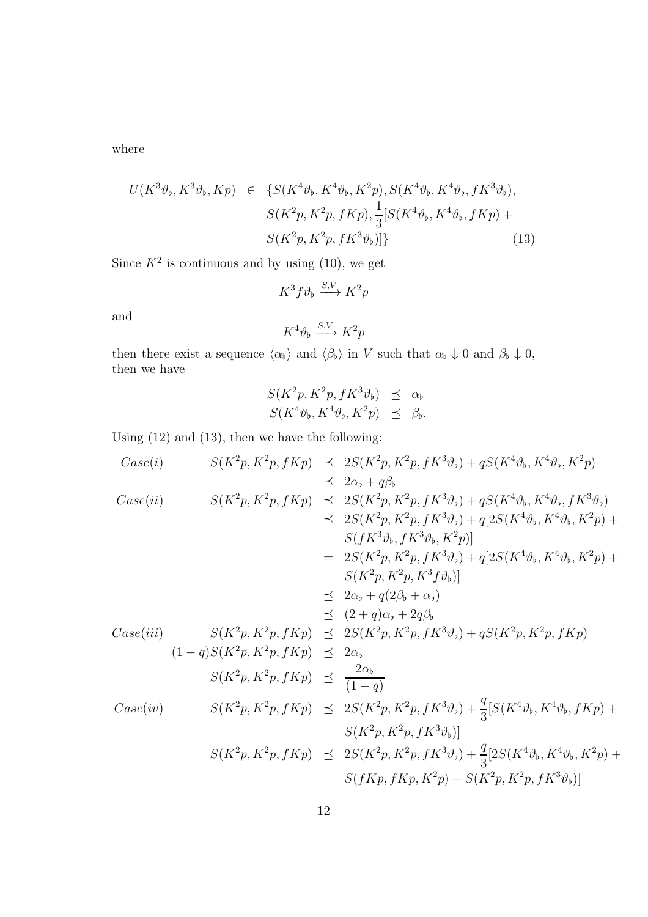where

$$
\begin{aligned}
U(K^3\vartheta_\flat, K^3\vartheta_\flat, Kp) \in \{ & S(K^4\vartheta_\flat, K^4\vartheta_\flat, K^2p), S(K^4\vartheta_\flat, K^4\vartheta_\flat, fK^3\vartheta_\flat), \\
& S(K^2p, K^2p, fKp), \frac{1}{3}[S(K^4\vartheta_\flat, K^4\vartheta_\flat, fKp) + \\
& S(K^2p, K^2p, fK^3\vartheta_\flat)]\} \qquad (13)
\end{aligned}
$$

Since $K^2$ is continuous and by using (10), we get

$$K^3 f\vartheta_\flat \xrightarrow{S,V} K^2p$$

and

$$K^4\vartheta_\flat \xrightarrow{S,V} K^2p$$

then there exist a sequence $\langle\alpha_\flat\rangle$ and $\langle\beta_\flat\rangle$ in $V$ such that $\alpha_\flat \downarrow 0$ and $\beta_\flat \downarrow 0$, then we have

$$
\begin{aligned}
S(K^2p, K^2p, fK^3\vartheta_\flat) &\preceq \alpha_\flat \\
S(K^4\vartheta_\flat, K^4\vartheta_\flat, K^2p) &\preceq \beta_\flat.
\end{aligned}
$$

Using (12) and (13), then we have the following:

$$
\begin{aligned}
Case(i) \qquad S(K^2p, K^2p, fKp) &\preceq 2S(K^2p, K^2p, fK^3\vartheta_\flat) + qS(K^4\vartheta_\flat, K^4\vartheta_\flat, K^2p) \\
&\preceq 2\alpha_\flat + q\beta_\flat \\
Case(ii) \qquad S(K^2p, K^2p, fKp) &\preceq 2S(K^2p, K^2p, fK^3\vartheta_\flat) + qS(K^4\vartheta_\flat, K^4\vartheta_\flat, fK^3\vartheta_\flat) \\
&\preceq 2S(K^2p, K^2p, fK^3\vartheta_\flat) + q[2S(K^4\vartheta_\flat, K^4\vartheta_\flat, K^2p) + \\
&\qquad S(fK^3\vartheta_\flat, fK^3\vartheta_\flat, K^2p)] \\
&= 2S(K^2p, K^2p, fK^3\vartheta_\flat) + q[2S(K^4\vartheta_\flat, K^4\vartheta_\flat, K^2p) + \\
&\qquad S(K^2p, K^2p, K^3f\vartheta_\flat)] \\
&\preceq 2\alpha_\flat + q(2\beta_\flat + \alpha_\flat) \\
&\preceq (2+q)\alpha_\flat + 2q\beta_\flat \\
Case(iii) \qquad S(K^2p, K^2p, fKp) &\preceq 2S(K^2p, K^2p, fK^3\vartheta_\flat) + qS(K^2p, K^2p, fKp) \\
(1-q)S(K^2p, K^2p, fKp) &\preceq 2\alpha_\flat \\
S(K^2p, K^2p, fKp) &\preceq \frac{2\alpha_\flat}{(1-q)} \\
Case(iv) \qquad S(K^2p, K^2p, fKp) &\preceq 2S(K^2p, K^2p, fK^3\vartheta_\flat) + \frac{q}{3}[S(K^4\vartheta_\flat, K^4\vartheta_\flat, fKp) + \\
&\qquad S(K^2p, K^2p, fK^3\vartheta_\flat)] \\
S(K^2p, K^2p, fKp) &\preceq 2S(K^2p, K^2p, fK^3\vartheta_\flat) + \frac{q}{3}[2S(K^4\vartheta_\flat, K^4\vartheta_\flat, K^2p) + \\
&\qquad S(fKp, fKp, K^2p) + S(K^2p, K^2p, fK^3\vartheta_\flat)]
\end{aligned}
$$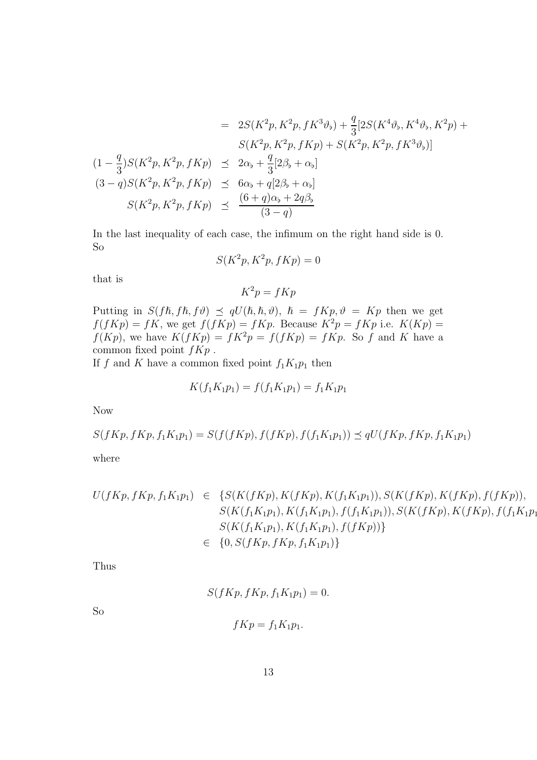$$
\begin{aligned}
&= 2S(K^2p, K^2p, fK^3\vartheta_\flat) + \frac{q}{3}[2S(K^4\vartheta_\flat, K^4\vartheta_\flat, K^2p) + \\
&\quad S(K^2p, K^2p, fKp) + S(K^2p, K^2p, fK^3\vartheta_\flat)]
\end{aligned}
$$

$$
\begin{aligned}
(1-\frac{q}{3})S(K^2p, K^2p, fKp) &\preceq 2\alpha_\flat + \frac{q}{3}[2\beta_\flat + \alpha_\flat] \\
(3-q)S(K^2p, K^2p, fKp) &\preceq 6\alpha_\flat + q[2\beta_\flat + \alpha_\flat] \\
S(K^2p, K^2p, fKp) &\preceq \frac{(6+q)\alpha_\flat + 2q\beta_\flat}{(3-q)}
\end{aligned}
$$

In the last inequality of each case, the infimum on the right hand side is 0. So

$$S(K^2p, K^2p, fKp) = 0$$

that is

$$K^2p = fKp$$

Putting in $S(f\hbar, f\hbar, f\vartheta) \preceq qU(\hbar, \hbar, \vartheta)$, $\hbar = fKp, \vartheta = Kp$ then we get $f(fKp) = fK$, we get $f(fKp) = fKp$. Because $K^2p = fKp$ i.e. $K(Kp) = f(Kp)$, we have $K(fKp) = fK^2p = f(fKp) = fKp$. So $f$ and $K$ have a common fixed point $fKp$ .

If $f$ and $K$ have a common fixed point $f_1K_1p_1$ then

$$K(f_1K_1p_1) = f(f_1K_1p_1) = f_1K_1p_1$$

Now

$$S(fKp, fKp, f_1K_1p_1) = S(f(fKp), f(fKp), f(f_1K_1p_1)) \preceq qU(fKp, fKp, f_1K_1p_1)$$

where

$$
\begin{aligned}
U(fKp, fKp, f_1K_1p_1) &\in \{S(K(fKp), K(fKp), K(f_1K_1p_1)), S(K(fKp), K(fKp), f(fKp)), \\
&\quad S(K(f_1K_1p_1), K(f_1K_1p_1), f(f_1K_1p_1)), S(K(fKp), K(fKp), f(f_1K_1p_1)), \\
&\quad S(K(f_1K_1p_1), K(f_1K_1p_1), f(fKp))\} \\
&\in \{0, S(fKp, fKp, f_1K_1p_1)\}
\end{aligned}
$$

Thus

$$S(fKp, fKp, f_1K_1p_1) = 0.$$

So

$$fKp = f_1K_1p_1.$$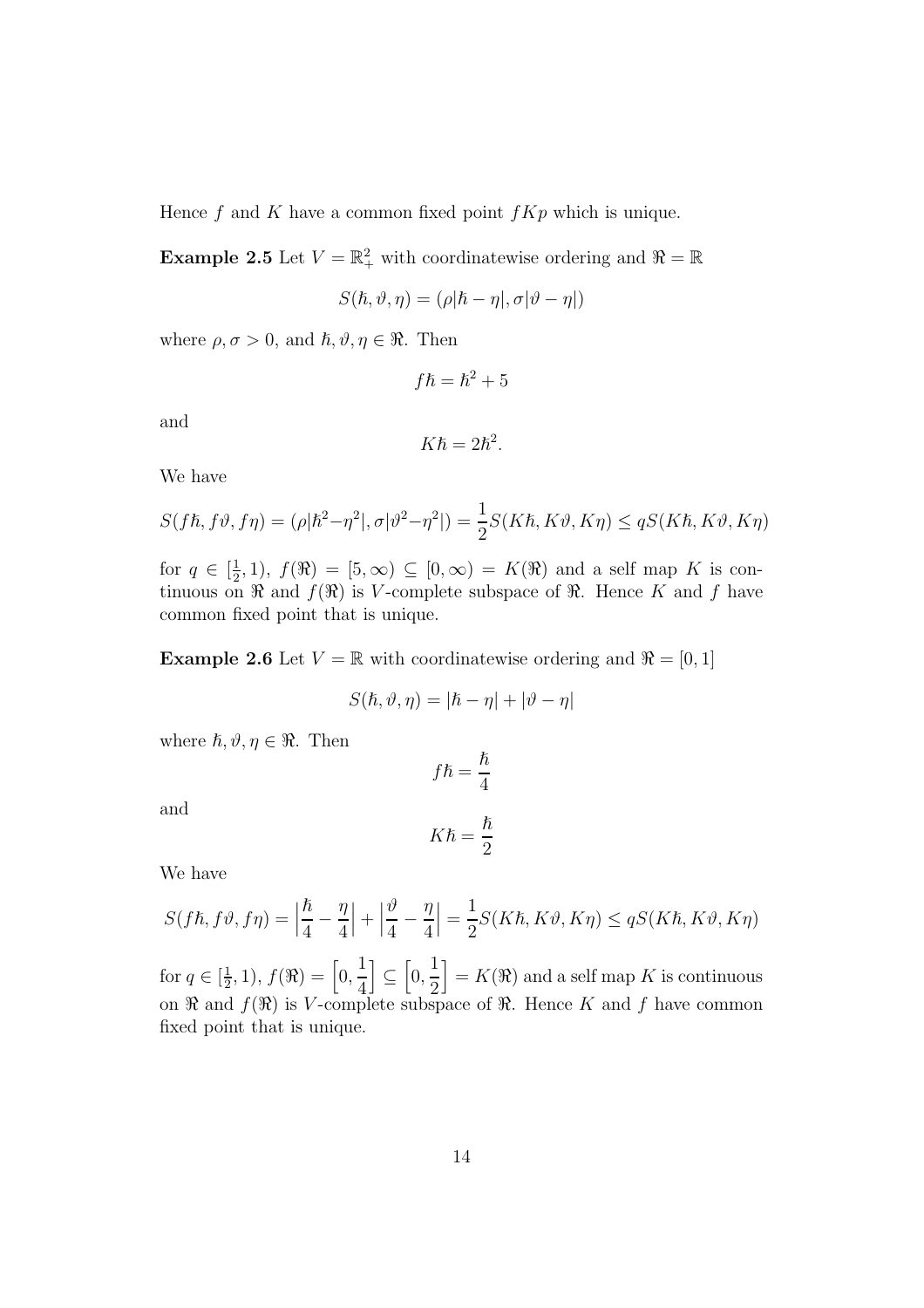Hence $f$ and $K$ have a common fixed point $fKp$ which is unique.

**Example 2.5** Let $V = \mathbb{R}^2_+$ with coordinatewise ordering and $\Re = \mathbb{R}$

$$S(\hbar, \vartheta, \eta) = (\rho|\hbar - \eta|, \sigma|\vartheta - \eta|)$$

where $\rho, \sigma > 0$, and $\hbar, \vartheta, \eta \in \Re$. Then

$$f\hbar = \hbar^2 + 5$$

and

$$K\hbar = 2\hbar^2.$$

We have

$$S(f\hbar, f\vartheta, f\eta) = (\rho|\hbar^2 - \eta^2|, \sigma|\vartheta^2 - \eta^2|) = \frac{1}{2}S(K\hbar, K\vartheta, K\eta) \leq qS(K\hbar, K\vartheta, K\eta)$$

for $q \in [\frac{1}{2}, 1)$, $f(\Re) = [5, \infty) \subseteq [0, \infty) = K(\Re)$ and a self map $K$ is continuous on $\Re$ and $f(\Re)$ is $V$-complete subspace of $\Re$. Hence $K$ and $f$ have common fixed point that is unique.

**Example 2.6** Let $V = \mathbb{R}$ with coordinatewise ordering and $\Re = [0, 1]$

$$S(\hbar, \vartheta, \eta) = |\hbar - \eta| + |\vartheta - \eta|$$

where $\hbar, \vartheta, \eta \in \Re$. Then

$$f\hbar = \frac{\hbar}{4}$$

and

$$K\hbar = \frac{\hbar}{2}$$

We have

$$S(f\hbar, f\vartheta, f\eta) = \left|\frac{\hbar}{4} - \frac{\eta}{4}\right| + \left|\frac{\vartheta}{4} - \frac{\eta}{4}\right| = \frac{1}{2}S(K\hbar, K\vartheta, K\eta) \leq qS(K\hbar, K\vartheta, K\eta)$$

for $q \in [\frac{1}{2}, 1)$, $f(\Re) = \left[0, \frac{1}{4}\right] \subseteq \left[0, \frac{1}{2}\right] = K(\Re)$ and a self map $K$ is continuous on $\Re$ and $f(\Re)$ is $V$-complete subspace of $\Re$. Hence $K$ and $f$ have common fixed point that is unique.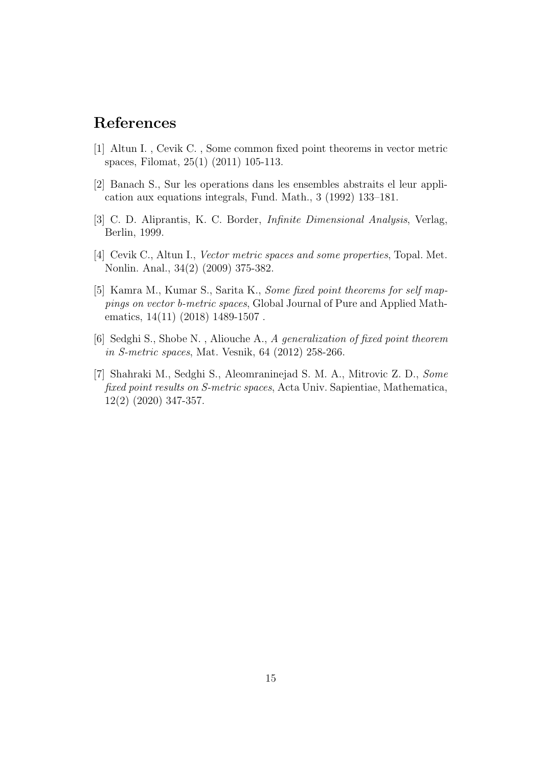## References

[1] Altun I. , Cevik C. , Some common fixed point theorems in vector metric spaces, Filomat, 25(1) (2011) 105-113.

[2] Banach S., Sur les operations dans les ensembles abstraits el leur application aux equations integrals, Fund. Math., 3 (1992) 133–181.

[3] C. D. Aliprantis, K. C. Border, *Infinite Dimensional Analysis*, Verlag, Berlin, 1999.

[4] Cevik C., Altun I., *Vector metric spaces and some properties*, Topal. Met. Nonlin. Anal., 34(2) (2009) 375-382.

[5] Kamra M., Kumar S., Sarita K., *Some fixed point theorems for self mappings on vector b-metric spaces*, Global Journal of Pure and Applied Mathematics, 14(11) (2018) 1489-1507 .

[6] Sedghi S., Shobe N. , Aliouche A., *A generalization of fixed point theorem in S-metric spaces*, Mat. Vesnik, 64 (2012) 258-266.

[7] Shahraki M., Sedghi S., Aleomraninejad S. M. A., Mitrovic Z. D., *Some fixed point results on S-metric spaces*, Acta Univ. Sapientiae, Mathematica, 12(2) (2020) 347-357.